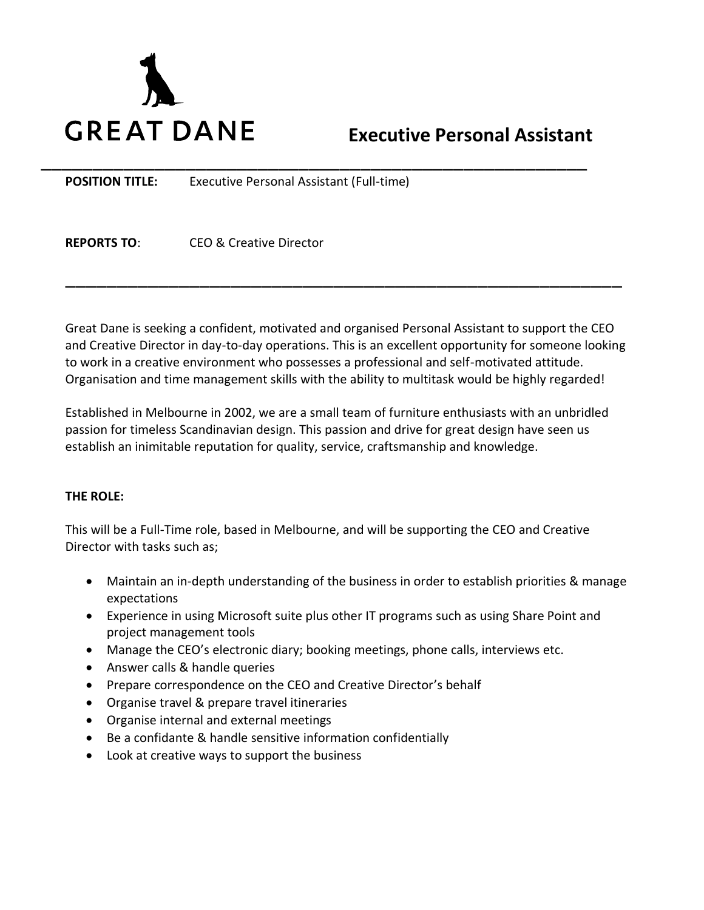GREAT DANE

# Executive Personal Assistant

---

**POSITION TITLE:** Executive Personal Assistant (Full-time)

**REPORTS TO**: CEO & Creative Director

---

Great Dane is seeking a confident, motivated and organised Personal Assistant to support the CEO and Creative Director in day-to-day operations. This is an excellent opportunity for someone looking to work in a creative environment who possesses a professional and self-motivated attitude. Organisation and time management skills with the ability to multitask would be highly regarded!

Established in Melbourne in 2002, we are a small team of furniture enthusiasts with an unbridled passion for timeless Scandinavian design. This passion and drive for great design have seen us establish an inimitable reputation for quality, service, craftsmanship and knowledge.

**THE ROLE:**

This will be a Full-Time role, based in Melbourne, and will be supporting the CEO and Creative Director with tasks such as;

- Maintain an in-depth understanding of the business in order to establish priorities & manage expectations
- Experience in using Microsoft suite plus other IT programs such as using Share Point and project management tools
- Manage the CEO's electronic diary; booking meetings, phone calls, interviews etc.
- Answer calls & handle queries
- Prepare correspondence on the CEO and Creative Director's behalf
- Organise travel & prepare travel itineraries
- Organise internal and external meetings
- Be a confidante & handle sensitive information confidentially
- Look at creative ways to support the business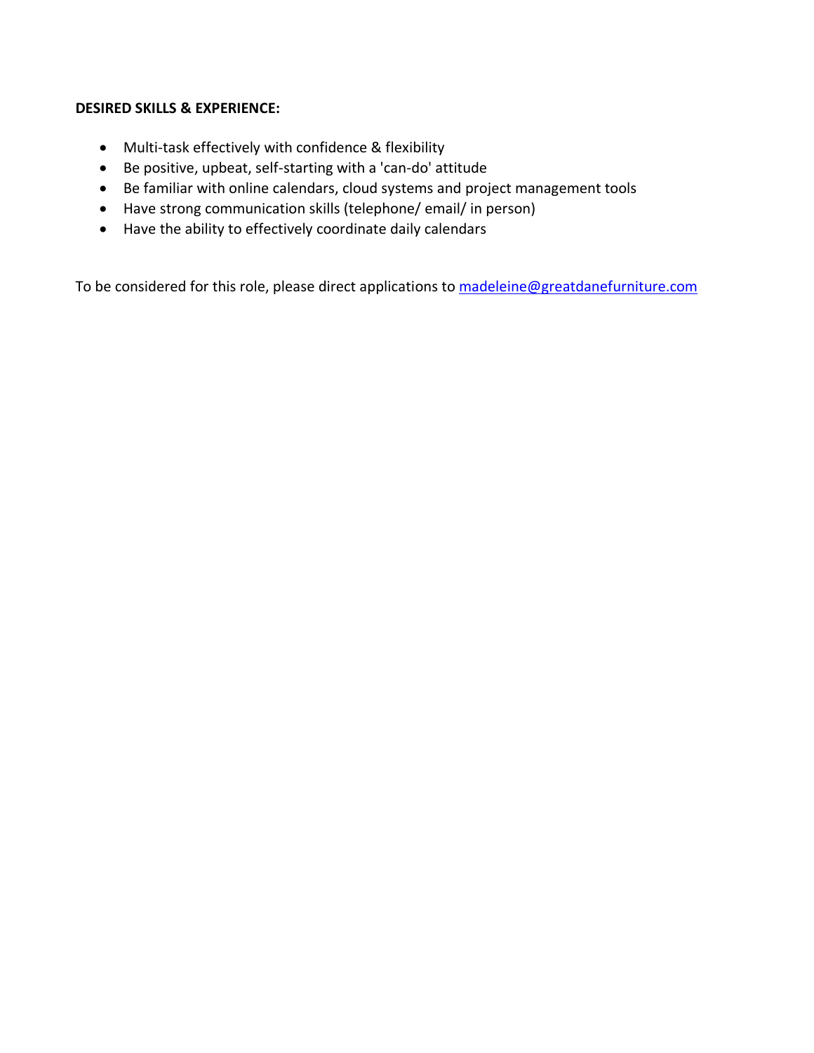**DESIRED SKILLS & EXPERIENCE:**

- Multi-task effectively with confidence & flexibility
- Be positive, upbeat, self-starting with a 'can-do' attitude
- Be familiar with online calendars, cloud systems and project management tools
- Have strong communication skills (telephone/ email/ in person)
- Have the ability to effectively coordinate daily calendars

To be considered for this role, please direct applications to [madeleine@greatdanefurniture.com](mailto:madeleine@greatdanefurniture.com)